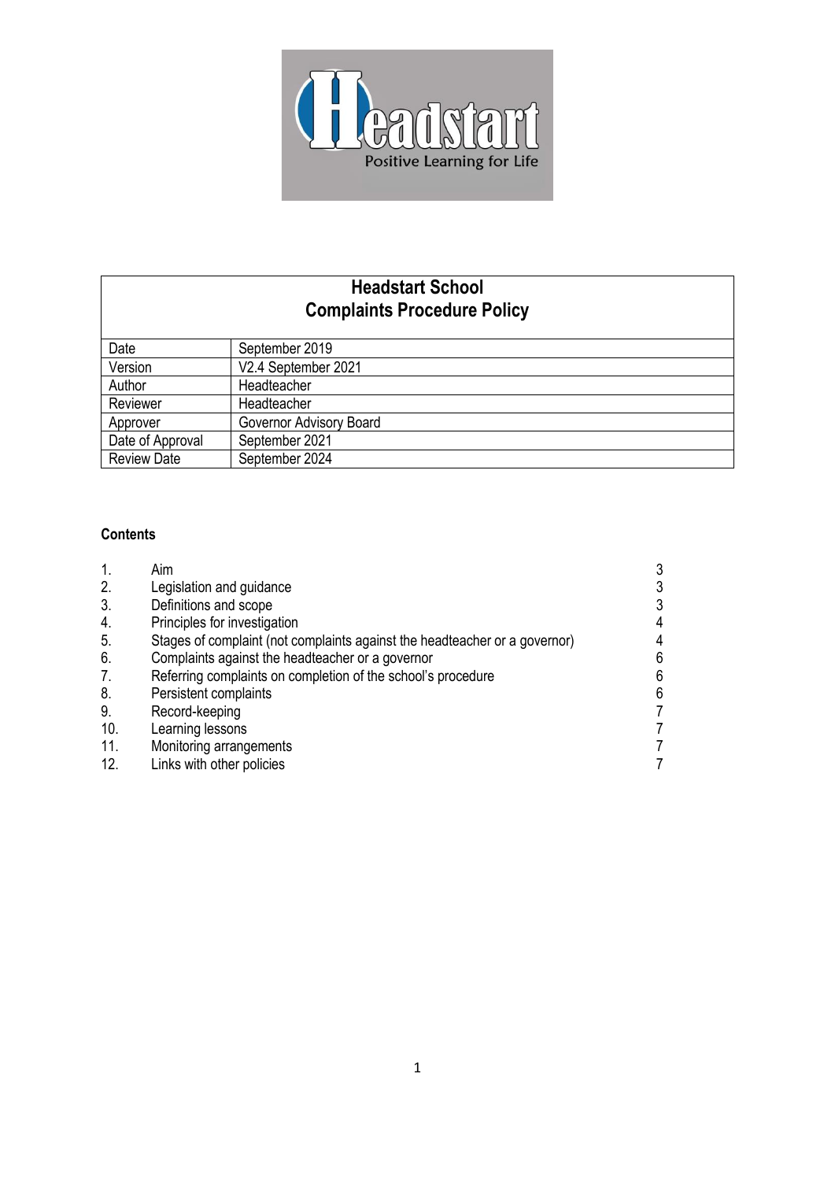# Headstart School
## Complaints Procedure Policy

| Date | September 2019 |
|---|---|
| Version | V2.4 September 2021 |
| Author | Headteacher |
| Reviewer | Headteacher |
| Approver | Governor Advisory Board |
| Date of Approval | September 2021 |
| Review Date | September 2024 |

**Contents**

| | | |
|---|---|---|
| 1. | Aim | 3 |
| 2. | Legislation and guidance | 3 |
| 3. | Definitions and scope | 3 |
| 4. | Principles for investigation | 4 |
| 5. | Stages of complaint (not complaints against the headteacher or a governor) | 4 |
| 6. | Complaints against the headteacher or a governor | 6 |
| 7. | Referring complaints on completion of the school's procedure | 6 |
| 8. | Persistent complaints | 6 |
| 9. | Record-keeping | 7 |
| 10. | Learning lessons | 7 |
| 11. | Monitoring arrangements | 7 |
| 12. | Links with other policies | 7 |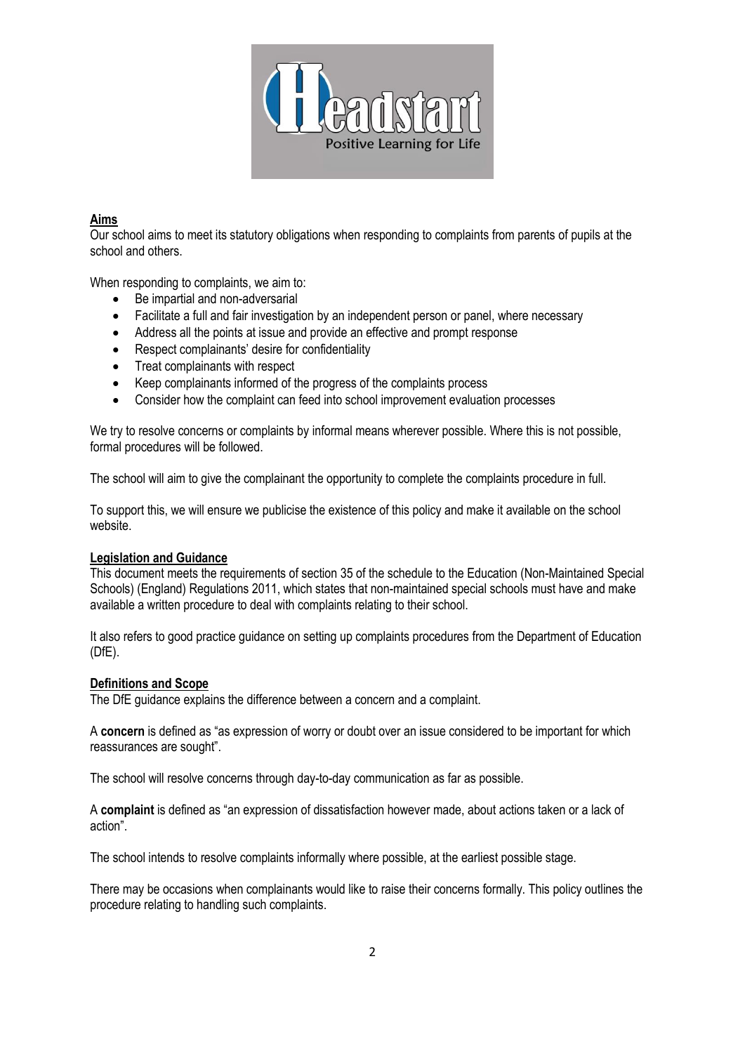## Aims

Our school aims to meet its statutory obligations when responding to complaints from parents of pupils at the school and others.

When responding to complaints, we aim to:

- Be impartial and non-adversarial
- Facilitate a full and fair investigation by an independent person or panel, where necessary
- Address all the points at issue and provide an effective and prompt response
- Respect complainants' desire for confidentiality
- Treat complainants with respect
- Keep complainants informed of the progress of the complaints process
- Consider how the complaint can feed into school improvement evaluation processes

We try to resolve concerns or complaints by informal means wherever possible. Where this is not possible, formal procedures will be followed.

The school will aim to give the complainant the opportunity to complete the complaints procedure in full.

To support this, we will ensure we publicise the existence of this policy and make it available on the school website.

## Legislation and Guidance

This document meets the requirements of section 35 of the schedule to the Education (Non-Maintained Special Schools) (England) Regulations 2011, which states that non-maintained special schools must have and make available a written procedure to deal with complaints relating to their school.

It also refers to good practice guidance on setting up complaints procedures from the Department of Education (DfE).

## Definitions and Scope

The DfE guidance explains the difference between a concern and a complaint.

A **concern** is defined as "as expression of worry or doubt over an issue considered to be important for which reassurances are sought".

The school will resolve concerns through day-to-day communication as far as possible.

A **complaint** is defined as "an expression of dissatisfaction however made, about actions taken or a lack of action".

The school intends to resolve complaints informally where possible, at the earliest possible stage.

There may be occasions when complainants would like to raise their concerns formally. This policy outlines the procedure relating to handling such complaints.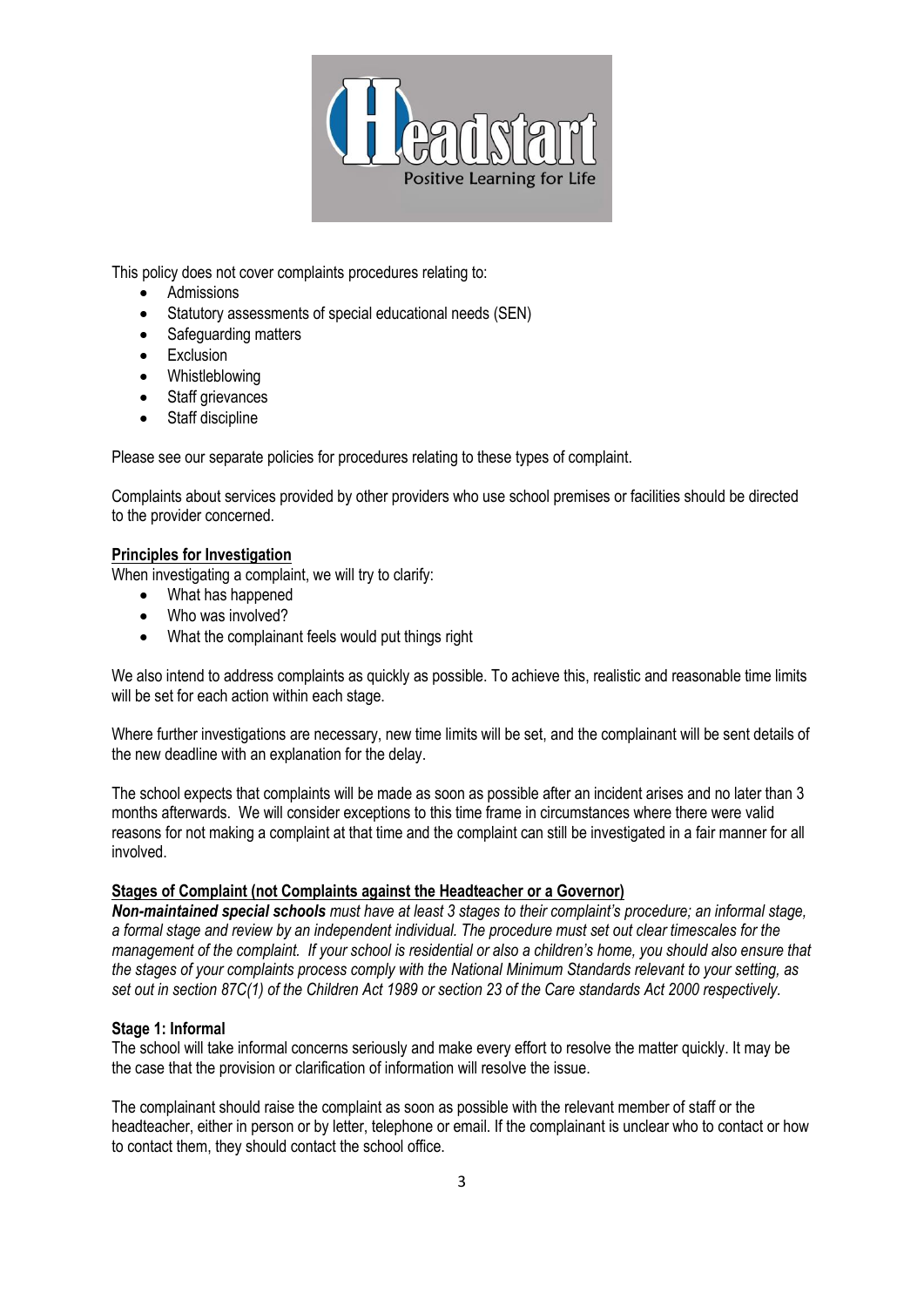This policy does not cover complaints procedures relating to:

- Admissions
- Statutory assessments of special educational needs (SEN)
- Safeguarding matters
- Exclusion
- Whistleblowing
- Staff grievances
- Staff discipline

Please see our separate policies for procedures relating to these types of complaint.

Complaints about services provided by other providers who use school premises or facilities should be directed to the provider concerned.

**Principles for Investigation**

When investigating a complaint, we will try to clarify:

- What has happened
- Who was involved?
- What the complainant feels would put things right

We also intend to address complaints as quickly as possible. To achieve this, realistic and reasonable time limits will be set for each action within each stage.

Where further investigations are necessary, new time limits will be set, and the complainant will be sent details of the new deadline with an explanation for the delay.

The school expects that complaints will be made as soon as possible after an incident arises and no later than 3 months afterwards. We will consider exceptions to this time frame in circumstances where there were valid reasons for not making a complaint at that time and the complaint can still be investigated in a fair manner for all involved.

**Stages of Complaint (not Complaints against the Headteacher or a Governor)**

***Non-maintained special schools*** *must have at least 3 stages to their complaint's procedure; an informal stage, a formal stage and review by an independent individual. The procedure must set out clear timescales for the management of the complaint. If your school is residential or also a children's home, you should also ensure that the stages of your complaints process comply with the National Minimum Standards relevant to your setting, as set out in section 87C(1) of the Children Act 1989 or section 23 of the Care standards Act 2000 respectively.*

**Stage 1: Informal**

The school will take informal concerns seriously and make every effort to resolve the matter quickly. It may be the case that the provision or clarification of information will resolve the issue.

The complainant should raise the complaint as soon as possible with the relevant member of staff or the headteacher, either in person or by letter, telephone or email. If the complainant is unclear who to contact or how to contact them, they should contact the school office.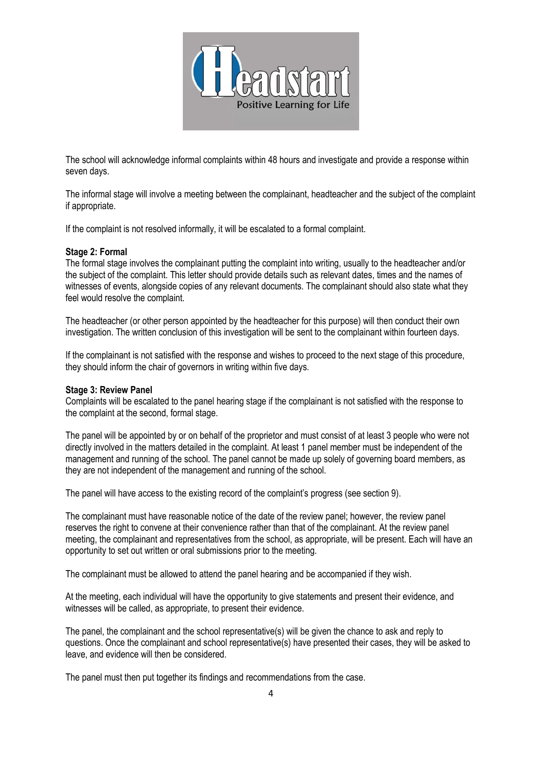The school will acknowledge informal complaints within 48 hours and investigate and provide a response within seven days.

The informal stage will involve a meeting between the complainant, headteacher and the subject of the complaint if appropriate.

If the complaint is not resolved informally, it will be escalated to a formal complaint.

**Stage 2: Formal**

The formal stage involves the complainant putting the complaint into writing, usually to the headteacher and/or the subject of the complaint. This letter should provide details such as relevant dates, times and the names of witnesses of events, alongside copies of any relevant documents. The complainant should also state what they feel would resolve the complaint.

The headteacher (or other person appointed by the headteacher for this purpose) will then conduct their own investigation. The written conclusion of this investigation will be sent to the complainant within fourteen days.

If the complainant is not satisfied with the response and wishes to proceed to the next stage of this procedure, they should inform the chair of governors in writing within five days.

**Stage 3: Review Panel**

Complaints will be escalated to the panel hearing stage if the complainant is not satisfied with the response to the complaint at the second, formal stage.

The panel will be appointed by or on behalf of the proprietor and must consist of at least 3 people who were not directly involved in the matters detailed in the complaint. At least 1 panel member must be independent of the management and running of the school. The panel cannot be made up solely of governing board members, as they are not independent of the management and running of the school.

The panel will have access to the existing record of the complaint's progress (see section 9).

The complainant must have reasonable notice of the date of the review panel; however, the review panel reserves the right to convene at their convenience rather than that of the complainant. At the review panel meeting, the complainant and representatives from the school, as appropriate, will be present. Each will have an opportunity to set out written or oral submissions prior to the meeting.

The complainant must be allowed to attend the panel hearing and be accompanied if they wish.

At the meeting, each individual will have the opportunity to give statements and present their evidence, and witnesses will be called, as appropriate, to present their evidence.

The panel, the complainant and the school representative(s) will be given the chance to ask and reply to questions. Once the complainant and school representative(s) have presented their cases, they will be asked to leave, and evidence will then be considered.

The panel must then put together its findings and recommendations from the case.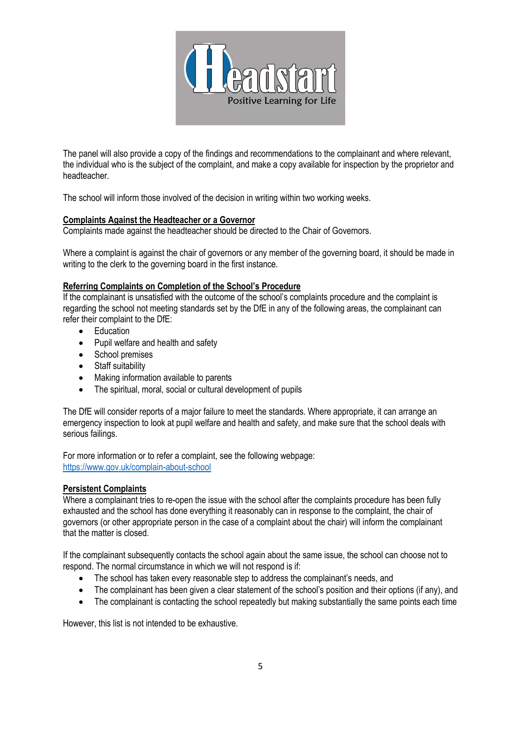The panel will also provide a copy of the findings and recommendations to the complainant and where relevant, the individual who is the subject of the complaint, and make a copy available for inspection by the proprietor and headteacher.

The school will inform those involved of the decision in writing within two working weeks.

**Complaints Against the Headteacher or a Governor**

Complaints made against the headteacher should be directed to the Chair of Governors.

Where a complaint is against the chair of governors or any member of the governing board, it should be made in writing to the clerk to the governing board in the first instance.

**Referring Complaints on Completion of the School's Procedure**

If the complainant is unsatisfied with the outcome of the school's complaints procedure and the complaint is regarding the school not meeting standards set by the DfE in any of the following areas, the complainant can refer their complaint to the DfE:

- Education
- Pupil welfare and health and safety
- School premises
- Staff suitability
- Making information available to parents
- The spiritual, moral, social or cultural development of pupils

The DfE will consider reports of a major failure to meet the standards. Where appropriate, it can arrange an emergency inspection to look at pupil welfare and health and safety, and make sure that the school deals with serious failings.

For more information or to refer a complaint, see the following webpage:
[https://www.gov.uk/complain-about-school](https://www.gov.uk/complain-about-school)

**Persistent Complaints**

Where a complainant tries to re-open the issue with the school after the complaints procedure has been fully exhausted and the school has done everything it reasonably can in response to the complaint, the chair of governors (or other appropriate person in the case of a complaint about the chair) will inform the complainant that the matter is closed.

If the complainant subsequently contacts the school again about the same issue, the school can choose not to respond. The normal circumstance in which we will not respond is if:

- The school has taken every reasonable step to address the complainant's needs, and
- The complainant has been given a clear statement of the school's position and their options (if any), and
- The complainant is contacting the school repeatedly but making substantially the same points each time

However, this list is not intended to be exhaustive.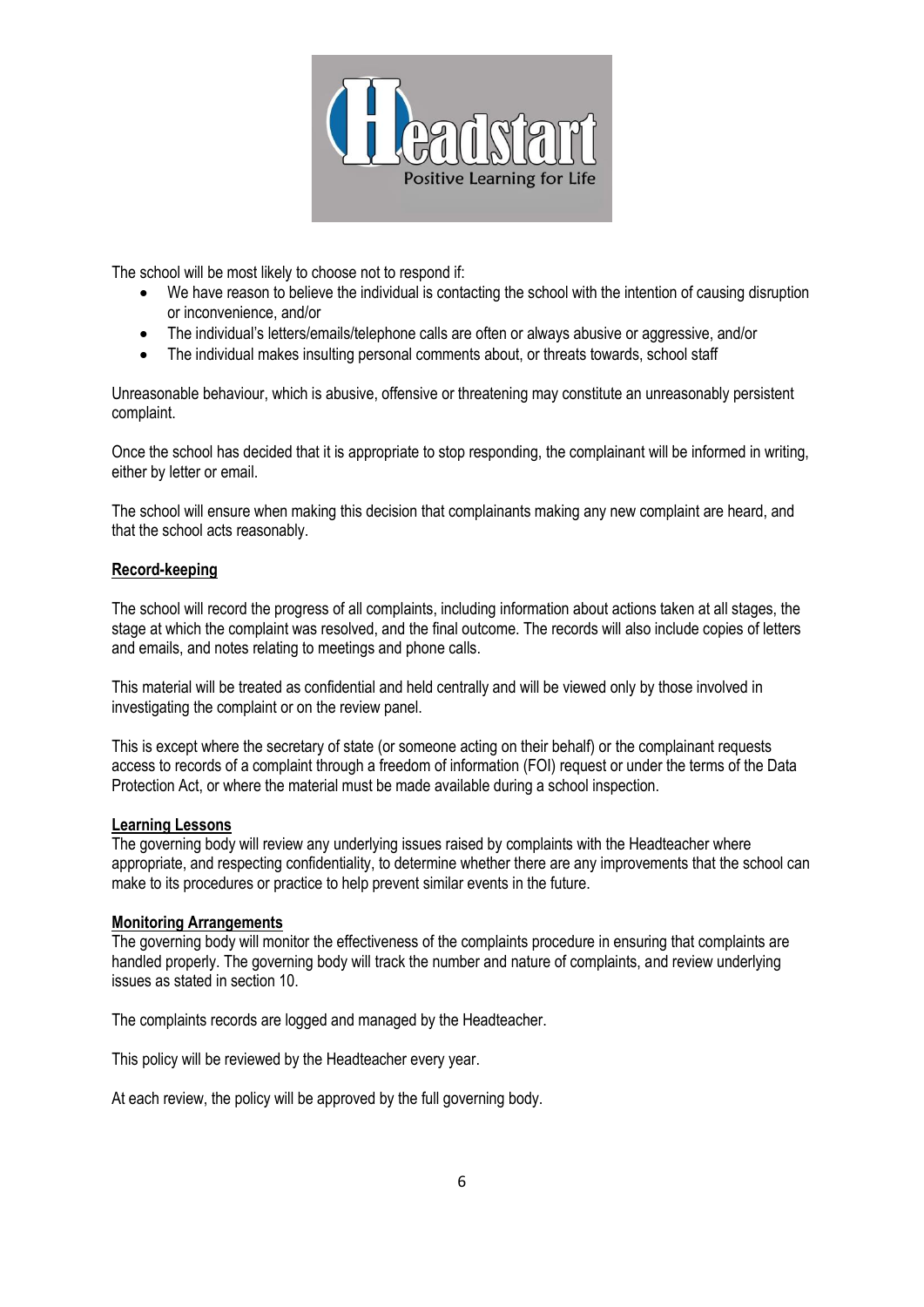The school will be most likely to choose not to respond if:

- We have reason to believe the individual is contacting the school with the intention of causing disruption or inconvenience, and/or
- The individual's letters/emails/telephone calls are often or always abusive or aggressive, and/or
- The individual makes insulting personal comments about, or threats towards, school staff

Unreasonable behaviour, which is abusive, offensive or threatening may constitute an unreasonably persistent complaint.

Once the school has decided that it is appropriate to stop responding, the complainant will be informed in writing, either by letter or email.

The school will ensure when making this decision that complainants making any new complaint are heard, and that the school acts reasonably.

**Record-keeping**

The school will record the progress of all complaints, including information about actions taken at all stages, the stage at which the complaint was resolved, and the final outcome. The records will also include copies of letters and emails, and notes relating to meetings and phone calls.

This material will be treated as confidential and held centrally and will be viewed only by those involved in investigating the complaint or on the review panel.

This is except where the secretary of state (or someone acting on their behalf) or the complainant requests access to records of a complaint through a freedom of information (FOI) request or under the terms of the Data Protection Act, or where the material must be made available during a school inspection.

**Learning Lessons**

The governing body will review any underlying issues raised by complaints with the Headteacher where appropriate, and respecting confidentiality, to determine whether there are any improvements that the school can make to its procedures or practice to help prevent similar events in the future.

**Monitoring Arrangements**

The governing body will monitor the effectiveness of the complaints procedure in ensuring that complaints are handled properly. The governing body will track the number and nature of complaints, and review underlying issues as stated in section 10.

The complaints records are logged and managed by the Headteacher.

This policy will be reviewed by the Headteacher every year.

At each review, the policy will be approved by the full governing body.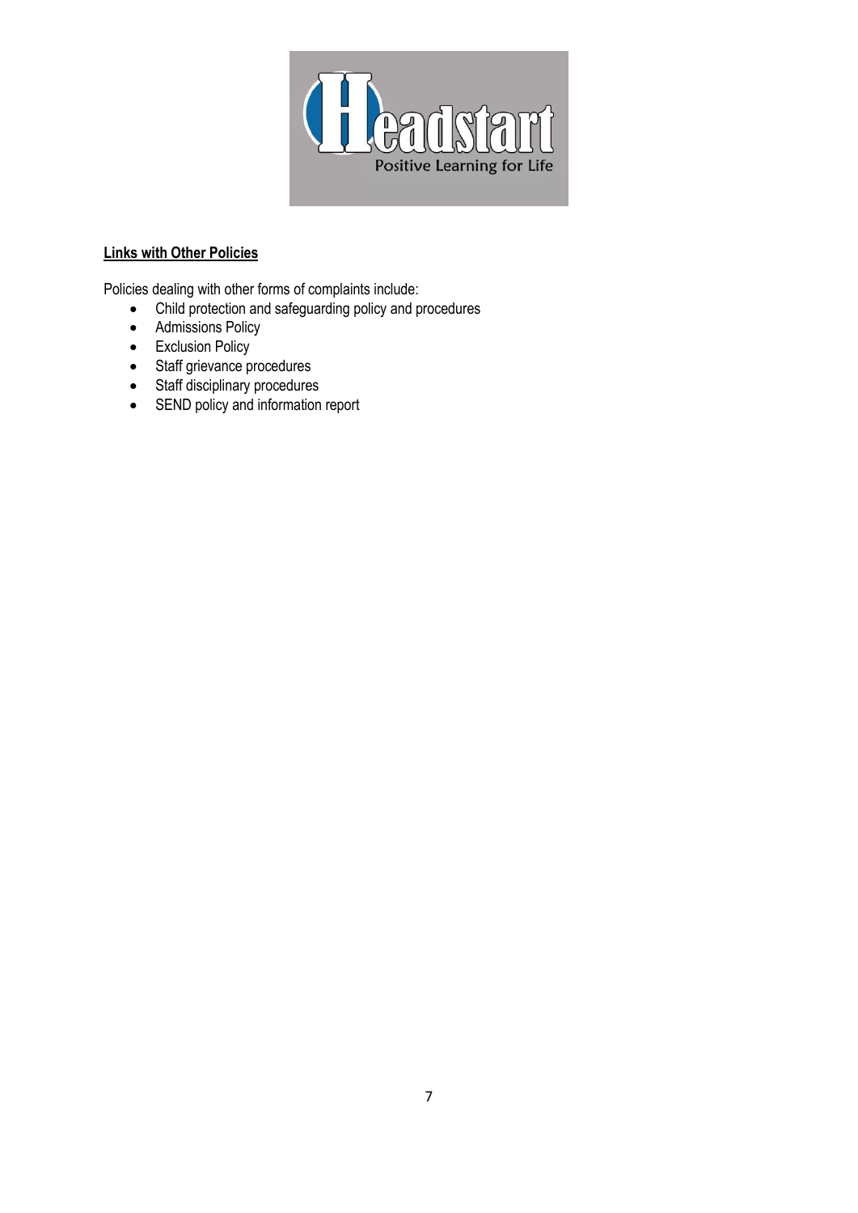**Links with Other Policies**

Policies dealing with other forms of complaints include:

- Child protection and safeguarding policy and procedures
- Admissions Policy
- Exclusion Policy
- Staff grievance procedures
- Staff disciplinary procedures
- SEND policy and information report